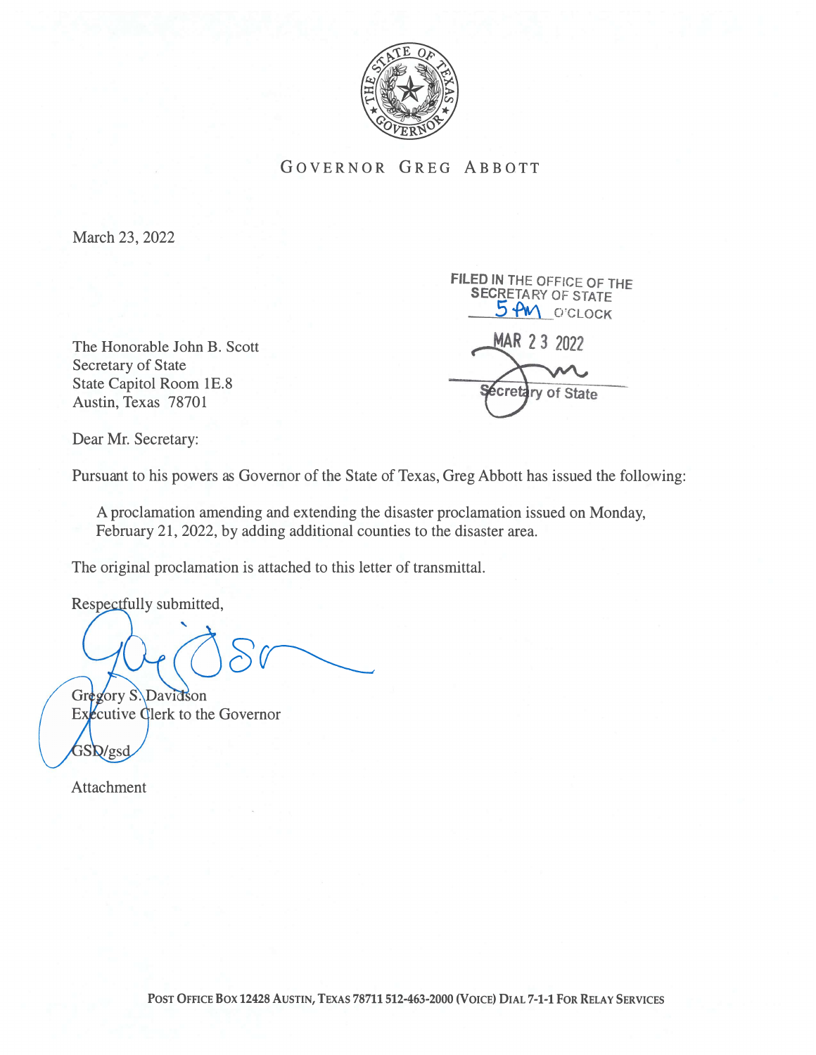GOVERNOR GREG ABBOTT

March 23, 2022

FILED IN THE OFFICE OF THE SECRETARY OF STATE
5 PM O'CLOCK

MAR 23 2022

Secretary of State

The Honorable John B. Scott
Secretary of State
State Capitol Room 1E.8
Austin, Texas 78701

Dear Mr. Secretary:

Pursuant to his powers as Governor of the State of Texas, Greg Abbott has issued the following:

> A proclamation amending and extending the disaster proclamation issued on Monday, February 21, 2022, by adding additional counties to the disaster area.

The original proclamation is attached to this letter of transmittal.

Respectfully submitted,

Gregory S. Davidson
Executive Clerk to the Governor

GSD/gsd

Attachment

POST OFFICE BOX 12428 AUSTIN, TEXAS 78711 512-463-2000 (VOICE) DIAL 7-1-1 FOR RELAY SERVICES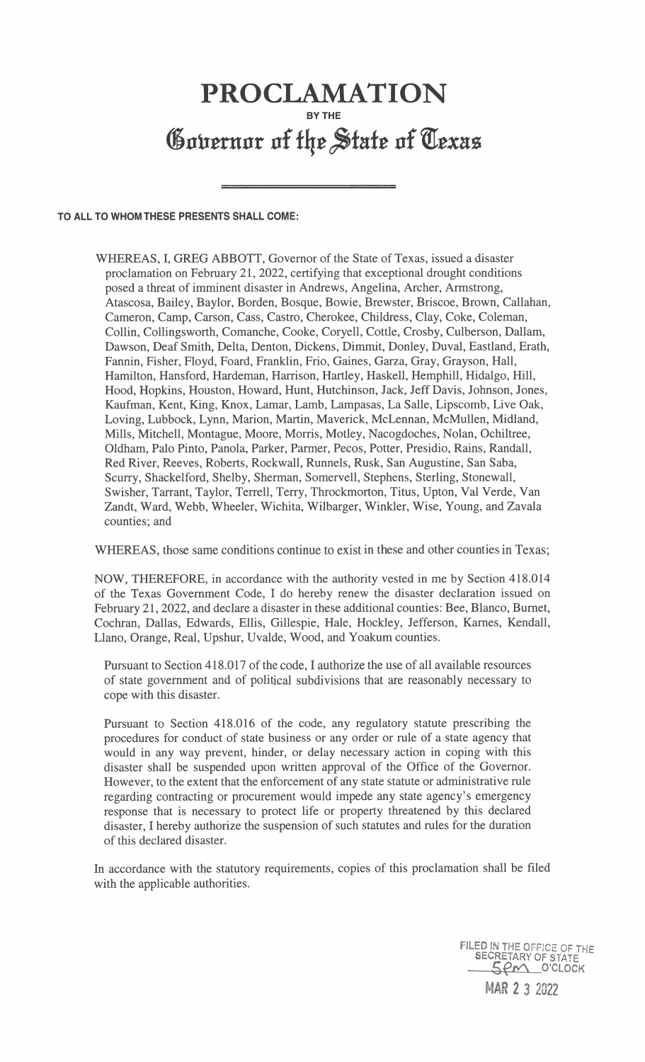# PROCLAMATION

**BY THE**

# Governor of the State of Texas

**TO ALL TO WHOM THESE PRESENTS SHALL COME:**

WHEREAS, I, GREG ABBOTT, Governor of the State of Texas, issued a disaster proclamation on February 21, 2022, certifying that exceptional drought conditions posed a threat of imminent disaster in Andrews, Angelina, Archer, Armstrong, Atascosa, Bailey, Baylor, Borden, Bosque, Bowie, Brewster, Briscoe, Brown, Callahan, Cameron, Camp, Carson, Cass, Castro, Cherokee, Childress, Clay, Coke, Coleman, Collin, Collingsworth, Comanche, Cooke, Coryell, Cottle, Crosby, Culberson, Dallam, Dawson, Deaf Smith, Delta, Denton, Dickens, Dimmit, Donley, Duval, Eastland, Erath, Fannin, Fisher, Floyd, Foard, Franklin, Frio, Gaines, Garza, Gray, Grayson, Hall, Hamilton, Hansford, Hardeman, Harrison, Hartley, Haskell, Hemphill, Hidalgo, Hill, Hood, Hopkins, Houston, Howard, Hunt, Hutchinson, Jack, Jeff Davis, Johnson, Jones, Kaufman, Kent, King, Knox, Lamar, Lamb, Lampasas, La Salle, Lipscomb, Live Oak, Loving, Lubbock, Lynn, Marion, Martin, Maverick, McLennan, McMullen, Midland, Mills, Mitchell, Montague, Moore, Morris, Motley, Nacogdoches, Nolan, Ochiltree, Oldham, Palo Pinto, Panola, Parker, Parmer, Pecos, Potter, Presidio, Rains, Randall, Red River, Reeves, Roberts, Rockwall, Runnels, Rusk, San Augustine, San Saba, Scurry, Shackelford, Shelby, Sherman, Somervell, Stephens, Sterling, Stonewall, Swisher, Tarrant, Taylor, Terrell, Terry, Throckmorton, Titus, Upton, Val Verde, Van Zandt, Ward, Webb, Wheeler, Wichita, Wilbarger, Winkler, Wise, Young, and Zavala counties; and

WHEREAS, those same conditions continue to exist in these and other counties in Texas;

NOW, THEREFORE, in accordance with the authority vested in me by Section 418.014 of the Texas Government Code, I do hereby renew the disaster declaration issued on February 21, 2022, and declare a disaster in these additional counties: Bee, Blanco, Burnet, Cochran, Dallas, Edwards, Ellis, Gillespie, Hale, Hockley, Jefferson, Karnes, Kendall, Llano, Orange, Real, Upshur, Uvalde, Wood, and Yoakum counties.

Pursuant to Section 418.017 of the code, I authorize the use of all available resources of state government and of political subdivisions that are reasonably necessary to cope with this disaster.

Pursuant to Section 418.016 of the code, any regulatory statute prescribing the procedures for conduct of state business or any order or rule of a state agency that would in any way prevent, hinder, or delay necessary action in coping with this disaster shall be suspended upon written approval of the Office of the Governor. However, to the extent that the enforcement of any state statute or administrative rule regarding contracting or procurement would impede any state agency's emergency response that is necessary to protect life or property threatened by this declared disaster, I hereby authorize the suspension of such statutes and rules for the duration of this declared disaster.

In accordance with the statutory requirements, copies of this proclamation shall be filed with the applicable authorities.

FILED IN THE OFFICE OF THE SECRETARY OF STATE
5PM O'CLOCK
MAR 23 2022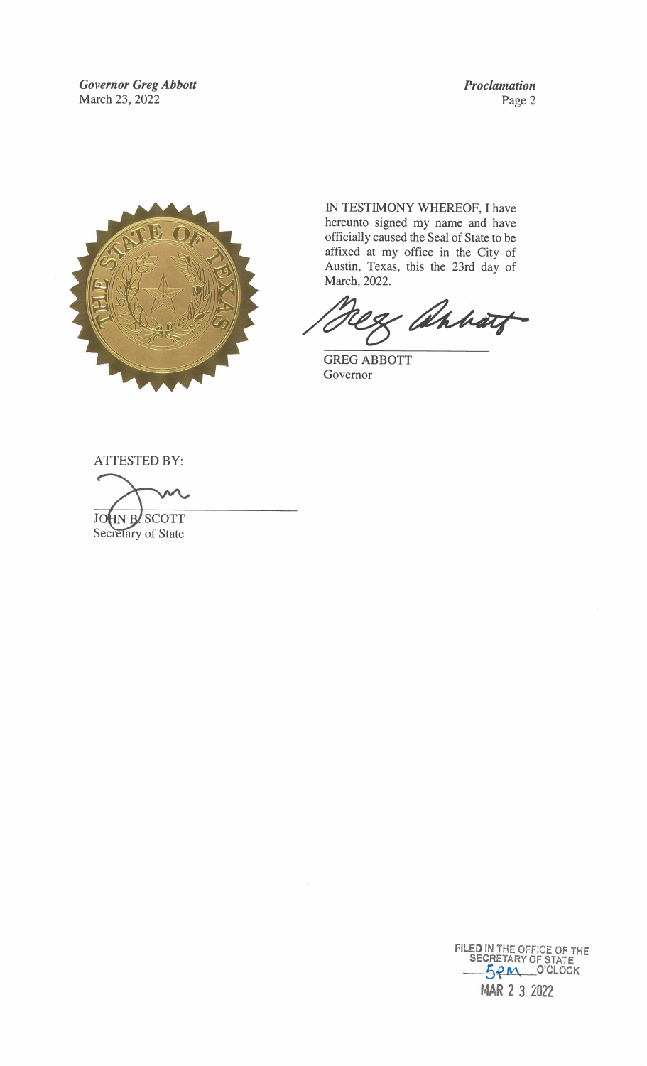IN TESTIMONY WHEREOF, I have hereunto signed my name and have officially caused the Seal of State to be affixed at my office in the City of Austin, Texas, this the 23rd day of March, 2022.

GREG ABBOTT
Governor

ATTESTED BY:

JOHN B. SCOTT
Secretary of State

FILED IN THE OFFICE OF THE SECRETARY OF STATE
5PM O'CLOCK
MAR 23 2022